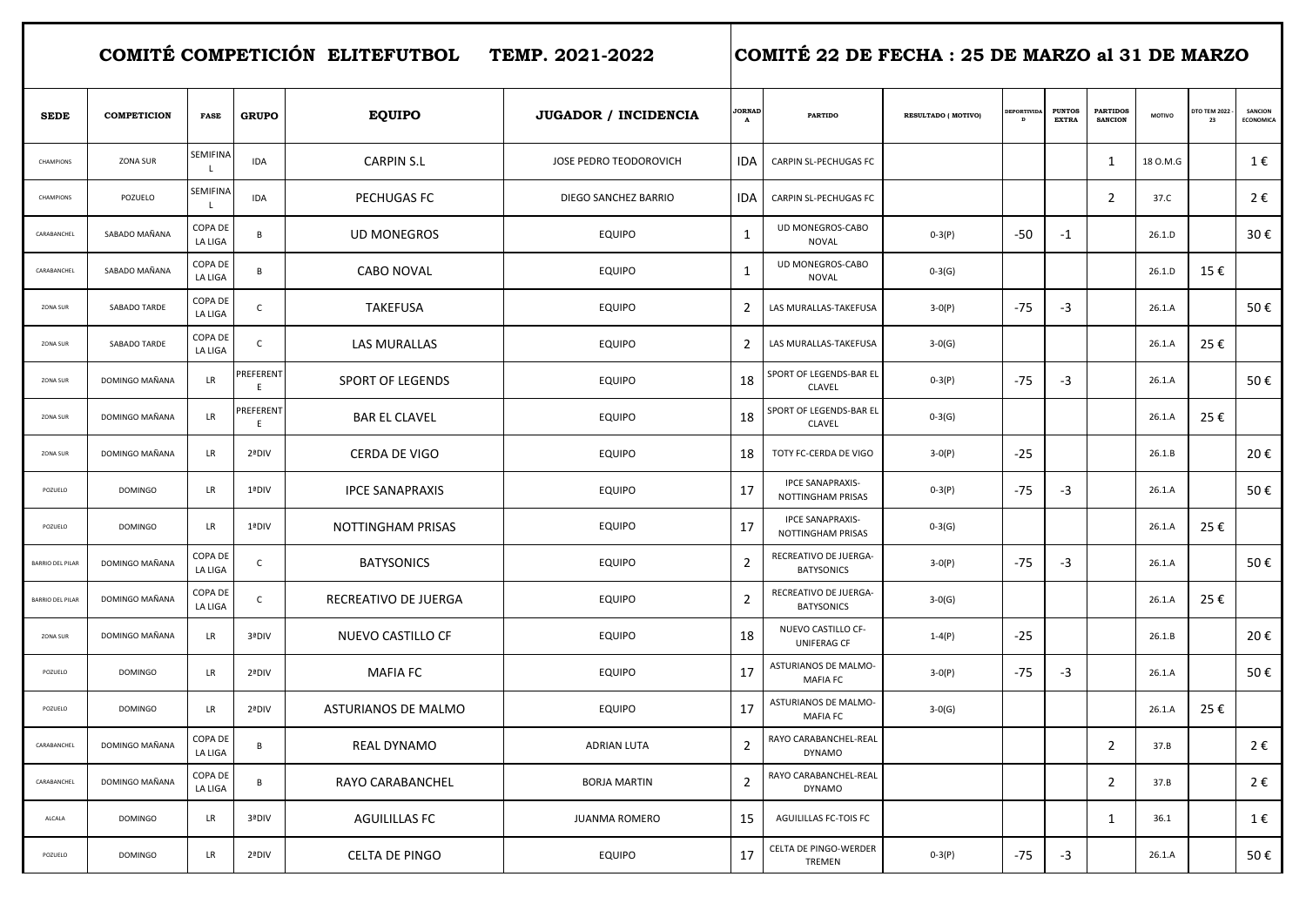| COMITÉ COMPETICIÓN ELITEFUTBOL TEMP. 2021-2022 | | | | | | COMITÉ 22 DE FECHA : 25 DE MARZO al 31 DE MARZO | | | | | | | | |
|---|---|---|---|---|---|---|---|---|---|---|---|---|---|---|
| **SEDE** | **COMPETICION** | **FASE** | **GRUPO** | **EQUIPO** | **JUGADOR / INCIDENCIA** | **JORNADA** | **PARTIDO** | **RESULTADO ( MOTIVO)** | **DEPORTIVIDAD** | **PUNTOS EXTRA** | **PARTIDOS SANCION** | **MOTIVO** | **DTO TEM 2022 - 23** | **SANCION ECONOMICA** |
| CHAMPIONS | ZONA SUR | SEMIFINAL | IDA | CARPIN S.L | JOSE PEDRO TEODOROVICH | IDA | CARPIN SL-PECHUGAS FC | | | | 1 | 18 O.M.G | | 1 € |
| CHAMPIONS | POZUELO | SEMIFINAL | IDA | PECHUGAS FC | DIEGO SANCHEZ BARRIO | IDA | CARPIN SL-PECHUGAS FC | | | | 2 | 37.C | | 2 € |
| CARABANCHEL | SABADO MAÑANA | COPA DE LA LIGA | B | UD MONEGROS | EQUIPO | 1 | UD MONEGROS-CABO NOVAL | 0-3(P) | -50 | -1 | | 26.1.D | | 30 € |
| CARABANCHEL | SABADO MAÑANA | COPA DE LA LIGA | B | CABO NOVAL | EQUIPO | 1 | UD MONEGROS-CABO NOVAL | 0-3(G) | | | | 26.1.D | 15 € | |
| ZONA SUR | SABADO TARDE | COPA DE LA LIGA | C | TAKEFUSA | EQUIPO | 2 | LAS MURALLAS-TAKEFUSA | 3-0(P) | -75 | -3 | | 26.1.A | | 50 € |
| ZONA SUR | SABADO TARDE | COPA DE LA LIGA | C | LAS MURALLAS | EQUIPO | 2 | LAS MURALLAS-TAKEFUSA | 3-0(G) | | | | 26.1.A | 25 € | |
| ZONA SUR | DOMINGO MAÑANA | LR | PREFERENTE | SPORT OF LEGENDS | EQUIPO | 18 | SPORT OF LEGENDS-BAR EL CLAVEL | 0-3(P) | -75 | -3 | | 26.1.A | | 50 € |
| ZONA SUR | DOMINGO MAÑANA | LR | PREFERENTE | BAR EL CLAVEL | EQUIPO | 18 | SPORT OF LEGENDS-BAR EL CLAVEL | 0-3(G) | | | | 26.1.A | 25 € | |
| ZONA SUR | DOMINGO MAÑANA | LR | 2ªDIV | CERDA DE VIGO | EQUIPO | 18 | TOTY FC-CERDA DE VIGO | 3-0(P) | -25 | | | 26.1.B | | 20 € |
| POZUELO | DOMINGO | LR | 1ªDIV | IPCE SANAPRAXIS | EQUIPO | 17 | IPCE SANAPRAXIS-NOTTINGHAM PRISAS | 0-3(P) | -75 | -3 | | 26.1.A | | 50 € |
| POZUELO | DOMINGO | LR | 1ªDIV | NOTTINGHAM PRISAS | EQUIPO | 17 | IPCE SANAPRAXIS-NOTTINGHAM PRISAS | 0-3(G) | | | | 26.1.A | 25 € | |
| BARRIO DEL PILAR | DOMINGO MAÑANA | COPA DE LA LIGA | C | BATYSONICS | EQUIPO | 2 | RECREATIVO DE JUERGA-BATYSONICS | 3-0(P) | -75 | -3 | | 26.1.A | | 50 € |
| BARRIO DEL PILAR | DOMINGO MAÑANA | COPA DE LA LIGA | C | RECREATIVO DE JUERGA | EQUIPO | 2 | RECREATIVO DE JUERGA-BATYSONICS | 3-0(G) | | | | 26.1.A | 25 € | |
| ZONA SUR | DOMINGO MAÑANA | LR | 3ªDIV | NUEVO CASTILLO CF | EQUIPO | 18 | NUEVO CASTILLO CF-UNIFERAG CF | 1-4(P) | -25 | | | 26.1.B | | 20 € |
| POZUELO | DOMINGO | LR | 2ªDIV | MAFIA FC | EQUIPO | 17 | ASTURIANOS DE MALMO-MAFIA FC | 3-0(P) | -75 | -3 | | 26.1.A | | 50 € |
| POZUELO | DOMINGO | LR | 2ªDIV | ASTURIANOS DE MALMO | EQUIPO | 17 | ASTURIANOS DE MALMO-MAFIA FC | 3-0(G) | | | | 26.1.A | 25 € | |
| CARABANCHEL | DOMINGO MAÑANA | COPA DE LA LIGA | B | REAL DYNAMO | ADRIAN LUTA | 2 | RAYO CARABANCHEL-REAL DYNAMO | | | | 2 | 37.B | | 2 € |
| CARABANCHEL | DOMINGO MAÑANA | COPA DE LA LIGA | B | RAYO CARABANCHEL | BORJA MARTIN | 2 | RAYO CARABANCHEL-REAL DYNAMO | | | | 2 | 37.B | | 2 € |
| ALCALA | DOMINGO | LR | 3ªDIV | AGUILILLAS FC | JUANMA ROMERO | 15 | AGUILILLAS FC-TOIS FC | | | | 1 | 36.1 | | 1 € |
| POZUELO | DOMINGO | LR | 2ªDIV | CELTA DE PINGO | EQUIPO | 17 | CELTA DE PINGO-WERDER TREMEN | 0-3(P) | -75 | -3 | | 26.1.A | | 50 € |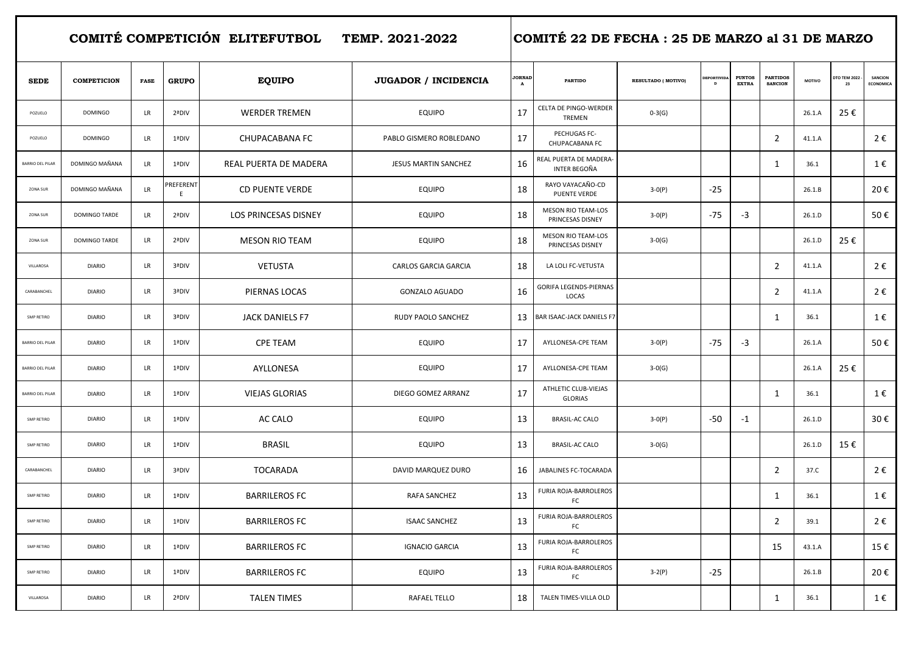| COMITÉ COMPETICIÓN ELITEFUTBOL TEMP. 2021-2022 | | | | | | COMITÉ 22 DE FECHA : 25 DE MARZO al 31 DE MARZO | | | | | | | | |
|---|---|---|---|---|---|---|---|---|---|---|---|---|---|---|
| **SEDE** | **COMPETICION** | **FASE** | **GRUPO** | **EQUIPO** | **JUGADOR / INCIDENCIA** | **JORNADA** | **PARTIDO** | **RESULTADO ( MOTIVO)** | **DEPORTIVIDAD** | **PUNTOS EXTRA** | **PARTIDOS SANCION** | **MOTIVO** | **DTO TEM 2022 - 23** | **SANCION ECONOMICA** |
| POZUELO | DOMINGO | LR | 2ªDIV | WERDER TREMEN | EQUIPO | 17 | CELTA DE PINGO-WERDER TREMEN | 0-3(G) | | | | 26.1.A | 25 € | |
| POZUELO | DOMINGO | LR | 1ªDIV | CHUPACABANA FC | PABLO GISMERO ROBLEDANO | 17 | PECHUGAS FC-CHUPACABANA FC | | | | 2 | 41.1.A | | 2 € |
| BARRIO DEL PILAR | DOMINGO MAÑANA | LR | 1ªDIV | REAL PUERTA DE MADERA | JESUS MARTIN SANCHEZ | 16 | REAL PUERTA DE MADERA-INTER BEGOÑA | | | | 1 | 36.1 | | 1 € |
| ZONA SUR | DOMINGO MAÑANA | LR | PREFERENTE | CD PUENTE VERDE | EQUIPO | 18 | RAYO VAYACAÑO-CD PUENTE VERDE | 3-0(P) | -25 | | | 26.1.B | | 20 € |
| ZONA SUR | DOMINGO TARDE | LR | 2ªDIV | LOS PRINCESAS DISNEY | EQUIPO | 18 | MESON RIO TEAM-LOS PRINCESAS DISNEY | 3-0(P) | -75 | -3 | | 26.1.D | | 50 € |
| ZONA SUR | DOMINGO TARDE | LR | 2ªDIV | MESON RIO TEAM | EQUIPO | 18 | MESON RIO TEAM-LOS PRINCESAS DISNEY | 3-0(G) | | | | 26.1.D | 25 € | |
| VILLAROSA | DIARIO | LR | 3ªDIV | VETUSTA | CARLOS GARCIA GARCIA | 18 | LA LOLI FC-VETUSTA | | | | 2 | 41.1.A | | 2 € |
| CARABANCHEL | DIARIO | LR | 3ªDIV | PIERNAS LOCAS | GONZALO AGUADO | 16 | GORIFA LEGENDS-PIERNAS LOCAS | | | | 2 | 41.1.A | | 2 € |
| SMP RETIRO | DIARIO | LR | 3ªDIV | JACK DANIELS F7 | RUDY PAOLO SANCHEZ | 13 | BAR ISAAC-JACK DANIELS F7 | | | | 1 | 36.1 | | 1 € |
| BARRIO DEL PILAR | DIARIO | LR | 1ªDIV | CPE TEAM | EQUIPO | 17 | AYLLONESA-CPE TEAM | 3-0(P) | -75 | -3 | | 26.1.A | | 50 € |
| BARRIO DEL PILAR | DIARIO | LR | 1ªDIV | AYLLONESA | EQUIPO | 17 | AYLLONESA-CPE TEAM | 3-0(G) | | | | 26.1.A | 25 € | |
| BARRIO DEL PILAR | DIARIO | LR | 1ªDIV | VIEJAS GLORIAS | DIEGO GOMEZ ARRANZ | 17 | ATHLETIC CLUB-VIEJAS GLORIAS | | | | 1 | 36.1 | | 1 € |
| SMP RETIRO | DIARIO | LR | 1ªDIV | AC CALO | EQUIPO | 13 | BRASIL-AC CALO | 3-0(P) | -50 | -1 | | 26.1.D | | 30 € |
| SMP RETIRO | DIARIO | LR | 1ªDIV | BRASIL | EQUIPO | 13 | BRASIL-AC CALO | 3-0(G) | | | | 26.1.D | 15 € | |
| CARABANCHEL | DIARIO | LR | 3ªDIV | TOCARADA | DAVID MARQUEZ DURO | 16 | JABALINES FC-TOCARADA | | | | 2 | 37.C | | 2 € |
| SMP RETIRO | DIARIO | LR | 1ªDIV | BARRILEROS FC | RAFA SANCHEZ | 13 | FURIA ROJA-BARROLEROS FC | | | | 1 | 36.1 | | 1 € |
| SMP RETIRO | DIARIO | LR | 1ªDIV | BARRILEROS FC | ISAAC SANCHEZ | 13 | FURIA ROJA-BARROLEROS FC | | | | 2 | 39.1 | | 2 € |
| SMP RETIRO | DIARIO | LR | 1ªDIV | BARRILEROS FC | IGNACIO GARCIA | 13 | FURIA ROJA-BARROLEROS FC | | | | 15 | 43.1.A | | 15 € |
| SMP RETIRO | DIARIO | LR | 1ªDIV | BARRILEROS FC | EQUIPO | 13 | FURIA ROJA-BARROLEROS FC | 3-2(P) | -25 | | | 26.1.B | | 20 € |
| VILLAROSA | DIARIO | LR | 2ªDIV | TALEN TIMES | RAFAEL TELLO | 18 | TALEN TIMES-VILLA OLD | | | | 1 | 36.1 | | 1 € |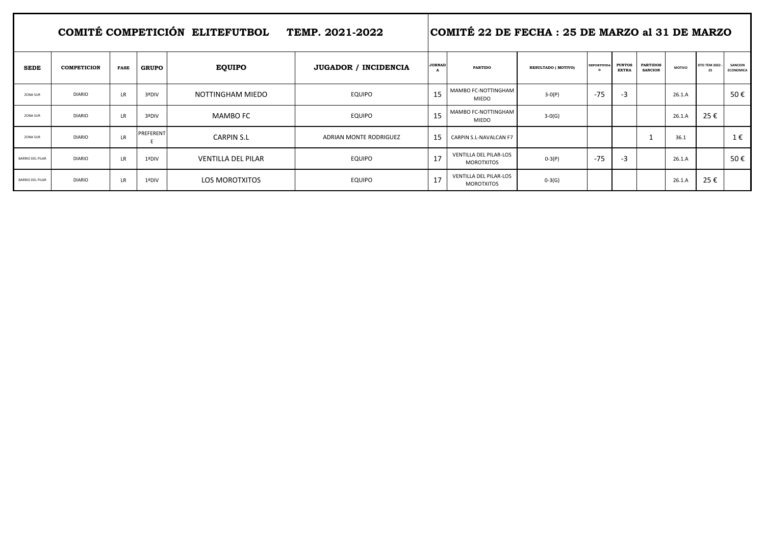| **COMITÉ COMPETICIÓN ELITEFUTBOL TEMP. 2021-2022** | | | | | | **COMITÉ 22 DE FECHA : 25 DE MARZO al 31 DE MARZO** | | | | | | | | |
|---|---|---|---|---|---|---|---|---|---|---|---|---|---|---|
| **SEDE** | **COMPETICION** | **FASE** | **GRUPO** | **EQUIPO** | **JUGADOR / INCIDENCIA** | **JORNADA** | **PARTIDO** | **RESULTADO ( MOTIVO)** | **DEPORTIVIDAD** | **PUNTOS EXTRA** | **PARTIDOS SANCION** | **MOTIVO** | **DTO TEM 2022 - 23** | **SANCION ECONOMICA** |
| ZONA SUR | DIARIO | LR | 3ªDIV | NOTTINGHAM MIEDO | EQUIPO | 15 | MAMBO FC-NOTTINGHAM MIEDO | 3-0(P) | -75 | -3 | | 26.1.A | | 50 € |
| ZONA SUR | DIARIO | LR | 3ªDIV | MAMBO FC | EQUIPO | 15 | MAMBO FC-NOTTINGHAM MIEDO | 3-0(G) | | | | 26.1.A | 25 € | |
| ZONA SUR | DIARIO | LR | PREFERENTE | CARPIN S.L | ADRIAN MONTE RODRIGUEZ | 15 | CARPIN S.L-NAVALCAN F7 | | | | 1 | 36.1 | | 1 € |
| BARRIO DEL PILAR | DIARIO | LR | 1ªDIV | VENTILLA DEL PILAR | EQUIPO | 17 | VENTILLA DEL PILAR-LOS MOROTXITOS | 0-3(P) | -75 | -3 | | 26.1.A | | 50 € |
| BARRIO DEL PILAR | DIARIO | LR | 1ªDIV | LOS MOROTXITOS | EQUIPO | 17 | VENTILLA DEL PILAR-LOS MOROTXITOS | 0-3(G) | | | | 26.1.A | 25 € | |